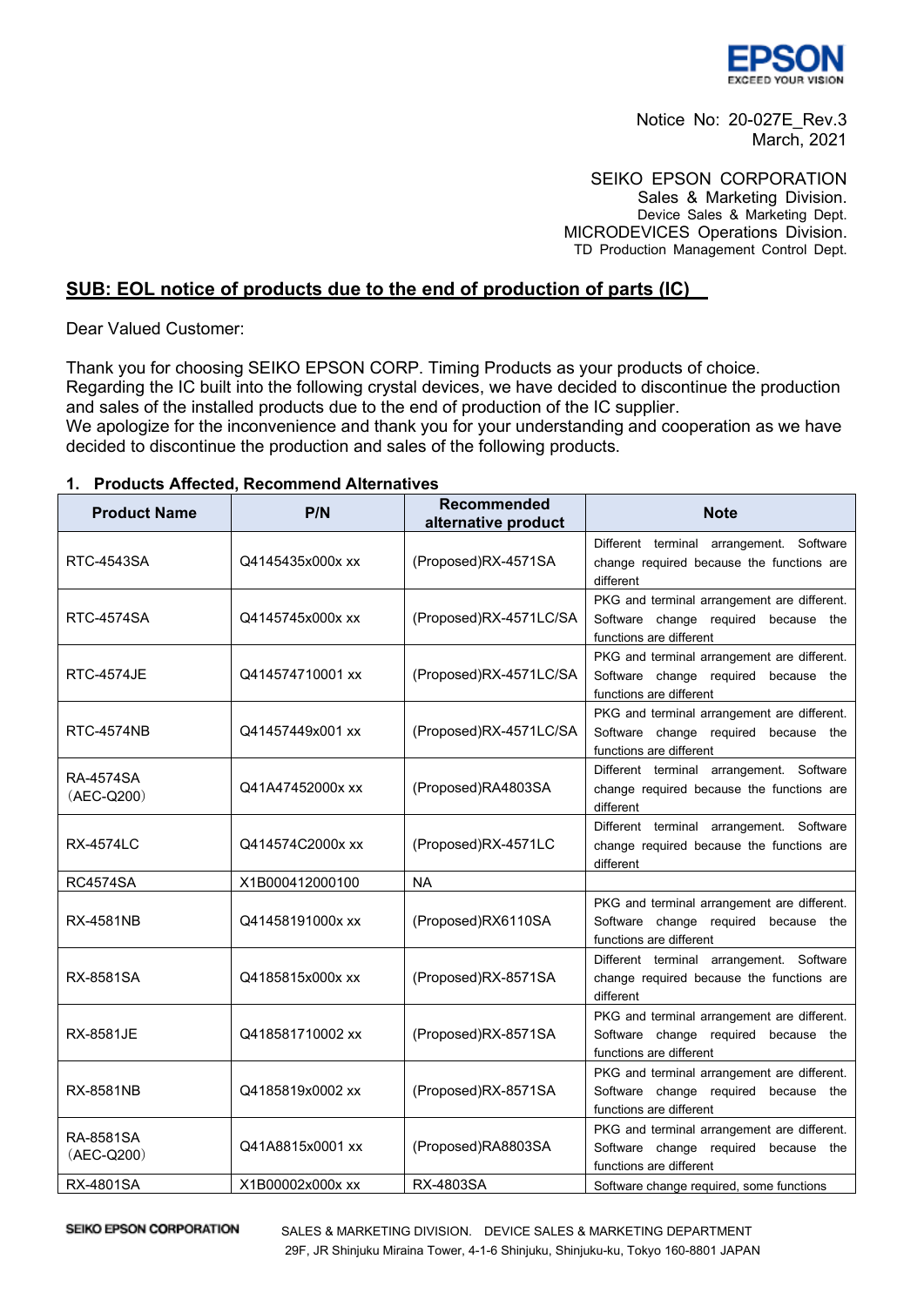Notice No: 20-027E_Rev.3
March, 2021

SEIKO EPSON CORPORATION
Sales & Marketing Division.
Device Sales & Marketing Dept.
MICRODEVICES Operations Division.
TD Production Management Control Dept.

## SUB: EOL notice of products due to the end of production of parts (IC)

Dear Valued Customer:

Thank you for choosing SEIKO EPSON CORP. Timing Products as your products of choice.
Regarding the IC built into the following crystal devices, we have decided to discontinue the production and sales of the installed products due to the end of production of the IC supplier.
We apologize for the inconvenience and thank you for your understanding and cooperation as we have decided to discontinue the production and sales of the following products.

### 1. Products Affected, Recommend Alternatives

| Product Name | P/N | Recommended alternative product | Note |
|---|---|---|---|
| RTC-4543SA | Q4145435x000x xx | (Proposed)RX-4571SA | Different terminal arrangement. Software change required because the functions are different |
| RTC-4574SA | Q4145745x000x xx | (Proposed)RX-4571LC/SA | PKG and terminal arrangement are different. Software change required because the functions are different |
| RTC-4574JE | Q414574710001 xx | (Proposed)RX-4571LC/SA | PKG and terminal arrangement are different. Software change required because the functions are different |
| RTC-4574NB | Q41457449x001 xx | (Proposed)RX-4571LC/SA | PKG and terminal arrangement are different. Software change required because the functions are different |
| RA-4574SA （AEC-Q200） | Q41A47452000x xx | (Proposed)RA4803SA | Different terminal arrangement. Software change required because the functions are different |
| RX-4574LC | Q414574C2000x xx | (Proposed)RX-4571LC | Different terminal arrangement. Software change required because the functions are different |
| RC4574SA | X1B000412000100 | NA | |
| RX-4581NB | Q41458191000x xx | (Proposed)RX6110SA | PKG and terminal arrangement are different. Software change required because the functions are different |
| RX-8581SA | Q4185815x000x xx | (Proposed)RX-8571SA | Different terminal arrangement. Software change required because the functions are different |
| RX-8581JE | Q418581710002 xx | (Proposed)RX-8571SA | PKG and terminal arrangement are different. Software change required because the functions are different |
| RX-8581NB | Q4185819x0002 xx | (Proposed)RX-8571SA | PKG and terminal arrangement are different. Software change required because the functions are different |
| RA-8581SA （AEC-Q200） | Q41A8815x0001 xx | (Proposed)RA8803SA | PKG and terminal arrangement are different. Software change required because the functions are different |
| RX-4801SA | X1B00002x000x xx | RX-4803SA | Software change required, some functions |

SEIKO EPSON CORPORATION SALES & MARKETING DIVISION. DEVICE SALES & MARKETING DEPARTMENT
29F, JR Shinjuku Miraina Tower, 4-1-6 Shinjuku, Shinjuku-ku, Tokyo 160-8801 JAPAN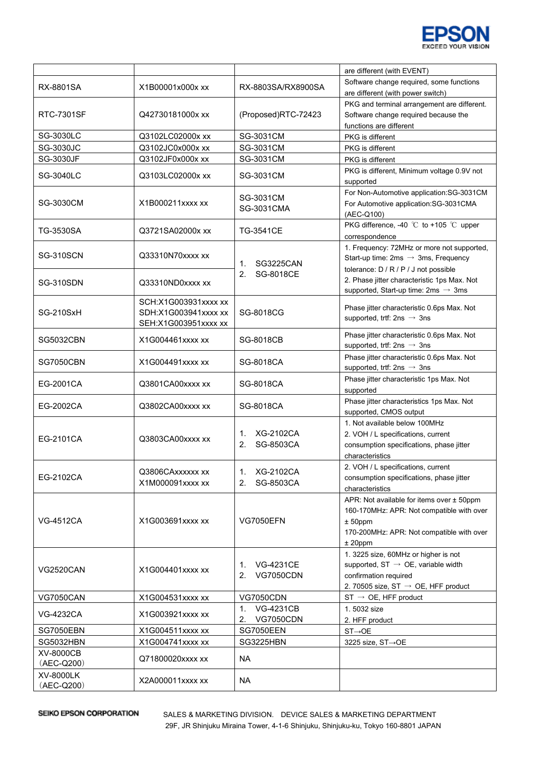| | | | |
|---|---|---|---|
| | | | are different (with EVENT) |
| RX-8801SA | X1B00001x000x xx | RX-8803SA/RX8900SA | Software change required, some functions are different (with power switch) |
| RTC-7301SF | Q42730181000x xx | (Proposed)RTC-72423 | PKG and terminal arrangement are different. Software change required because the functions are different |
| SG-3030LC | Q3102LC02000x xx | SG-3031CM | PKG is different |
| SG-3030JC | Q3102JC0x000x xx | SG-3031CM | PKG is different |
| SG-3030JF | Q3102JF0x000x xx | SG-3031CM | PKG is different |
| SG-3040LC | Q3103LC02000x xx | SG-3031CM | PKG is different, Minimum voltage 0.9V not supported |
| SG-3030CM | X1B000211xxxx xx | SG-3031CM<br>SG-3031CMA | For Non-Automotive application:SG-3031CM<br>For Automotive application:SG-3031CMA (AEC-Q100) |
| TG-3530SA | Q3721SA02000x xx | TG-3541CE | PKG difference, -40 ℃ to +105 ℃ upper correspondence |
| SG-310SCN | Q33310N70xxxx xx | 1. SG3225CAN<br>2. SG-8018CE | 1. Frequency: 72MHz or more not supported, Start-up time: 2ms → 3ms, Frequency tolerance: D / R / P / J not possible<br>2. Phase jitter characteristic 1ps Max. Not supported, Start-up time: 2ms → 3ms |
| SG-310SDN | Q33310ND0xxxx xx | | |
| SG-210SxH | SCH:X1G003931xxxx xx<br>SDH:X1G003941xxxx xx<br>SEH:X1G003951xxxx xx | SG-8018CG | Phase jitter characteristic 0.6ps Max. Not supported, trtf: 2ns → 3ns |
| SG5032CBN | X1G004461xxxx xx | SG-8018CB | Phase jitter characteristic 0.6ps Max. Not supported, trtf: 2ns → 3ns |
| SG7050CBN | X1G004491xxxx xx | SG-8018CA | Phase jitter characteristic 0.6ps Max. Not supported, trtf: 2ns → 3ns |
| EG-2001CA | Q3801CA00xxxx xx | SG-8018CA | Phase jitter characteristic 1ps Max. Not supported |
| EG-2002CA | Q3802CA00xxxx xx | SG-8018CA | Phase jitter characteristics 1ps Max. Not supported, CMOS output |
| EG-2101CA | Q3803CA00xxxx xx | 1. XG-2102CA<br>2. SG-8503CA | 1. Not available below 100MHz<br>2. VOH / L specifications, current consumption specifications, phase jitter characteristics |
| EG-2102CA | Q3806CAxxxxxx xx<br>X1M000091xxxx xx | 1. XG-2102CA<br>2. SG-8503CA | 2. VOH / L specifications, current consumption specifications, phase jitter characteristics |
| VG-4512CA | X1G003691xxxx xx | VG7050EFN | APR: Not available for items over ± 50ppm<br>160-170MHz: APR: Not compatible with over ± 50ppm<br>170-200MHz: APR: Not compatible with over ± 20ppm |
| VG2520CAN | X1G004401xxxx xx | 1. VG-4231CE<br>2. VG7050CDN | 1. 3225 size, 60MHz or higher is not supported, ST → OE, variable width confirmation required<br>2. 70505 size, ST → OE, HFF product |
| VG7050CAN | X1G004531xxxx xx | VG7050CDN | ST → OE, HFF product |
| VG-4232CA | X1G003921xxxx xx | 1. VG-4231CB<br>2. VG7050CDN | 1. 5032 size<br>2. HFF product |
| SG7050EBN | X1G004511xxxx xx | SG7050EEN | ST→OE |
| SG5032HBN | X1G004741xxxx xx | SG3225HBN | 3225 size, ST→OE |
| XV-8000CB (AEC-Q200) | Q71800020xxxx xx | NA | |
| XV-8000LK (AEC-Q200) | X2A000011xxxx xx | NA | |

SEIKO EPSON CORPORATION SALES & MARKETING DIVISION. DEVICE SALES & MARKETING DEPARTMENT
29F, JR Shinjuku Miraina Tower, 4-1-6 Shinjuku, Shinjuku-ku, Tokyo 160-8801 JAPAN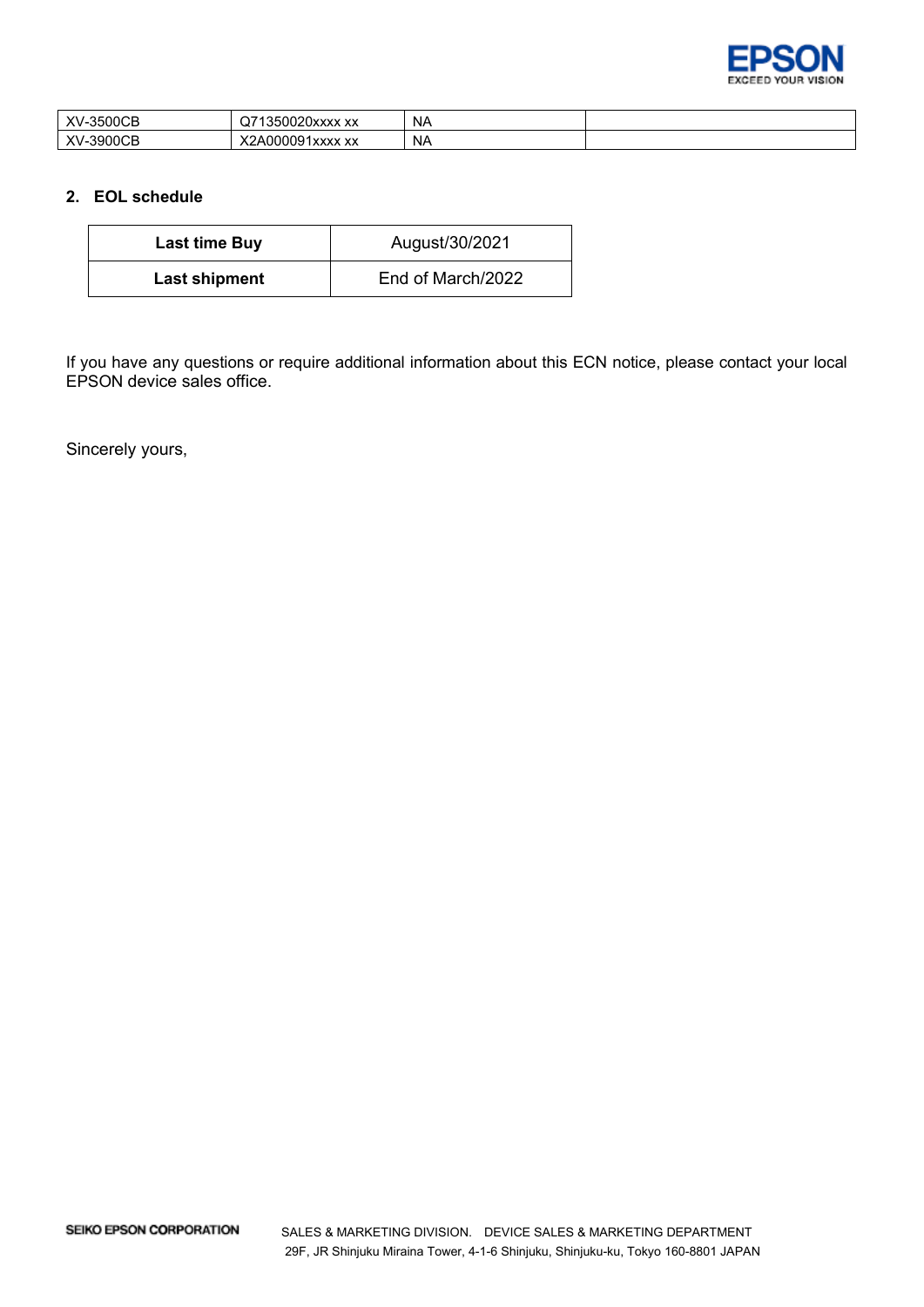| | | | |
|---|---|---|---|
| XV-3500CB | Q71350020xxxx xx | NA | |
| XV-3900CB | X2A000091xxxx xx | NA | |

**2. EOL schedule**

| | |
|---|---|
| **Last time Buy** | August/30/2021 |
| **Last shipment** | End of March/2022 |

If you have any questions or require additional information about this ECN notice, please contact your local EPSON device sales office.

Sincerely yours,

SEIKO EPSON CORPORATION SALES & MARKETING DIVISION. DEVICE SALES & MARKETING DEPARTMENT
29F, JR Shinjuku Miraina Tower, 4-1-6 Shinjuku, Shinjuku-ku, Tokyo 160-8801 JAPAN